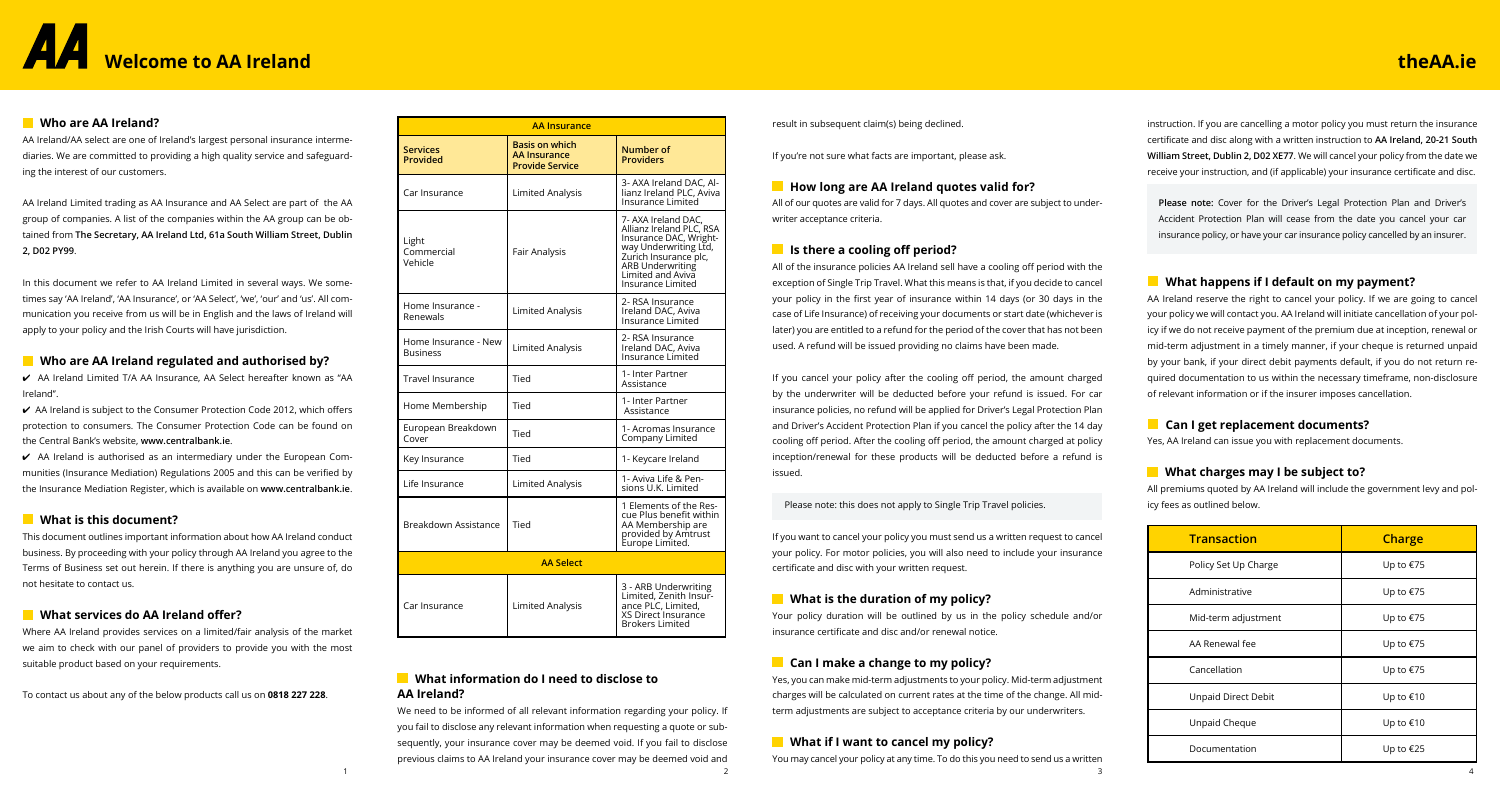# Welcome to AA Ireland

## Who are AA Ireland?

AA Ireland/AA select are one of Ireland's largest personal insurance intermediaries. We are committed to providing a high quality service and safeguarding the interest of our customers.

AA Ireland Limited trading as AA Insurance and AA Select are part of the AA group of companies. A list of the companies within the AA group can be obtained from **The Secretary, AA Ireland Ltd, 61a South William Street, Dublin 2, D02 PY99**.

In this document we refer to AA Ireland Limited in several ways. We sometimes say 'AA Ireland', 'AA Insurance', or 'AA Select', 'we', 'our' and 'us'. All communication you receive from us will be in English and the laws of Ireland will apply to your policy and the Irish Courts will have jurisdiction.

## Who are AA Ireland regulated and authorised by?

✔ AA Ireland Limited T/A AA Insurance, AA Select hereafter known as "AA Ireland".

✔ AA Ireland is subject to the Consumer Protection Code 2012, which offers protection to consumers. The Consumer Protection Code can be found on the Central Bank's website, **www.centralbank.ie**.

✔ AA Ireland is authorised as an intermediary under the European Communities (Insurance Mediation) Regulations 2005 and this can be verified by the Insurance Mediation Register, which is available on **www.centralbank.ie**.

## What is this document?

This document outlines important information about how AA Ireland conduct business. By proceeding with your policy through AA Ireland you agree to the Terms of Business set out herein. If there is anything you are unsure of, do not hesitate to contact us.

## What services do AA Ireland offer?

Where AA Ireland provides services on a limited/fair analysis of the market we aim to check with our panel of providers to provide you with the most suitable product based on your requirements.

To contact us about any of the below products call us on **0818 227 228**.

| **AA Insurance** | | |
|---|---|---|
| **Services Provided** | **Basis on which AA Insurance Provide Service** | **Number of Providers** |
| Car Insurance | Limited Analysis | 3- AXA Ireland DAC, Allianz Ireland PLC, Aviva Insurance Limited |
| Light Commercial Vehicle | Fair Analysis | 7- AXA Ireland DAC, Allianz Ireland PLC, RSA Insurance DAC, Wrightway Underwriting Ltd, Zurich Insurance plc, ARB Underwriting Limited and Aviva Insurance Limited |
| Home Insurance - Renewals | Limited Analysis | 2- RSA Insurance Ireland DAC, Aviva Insurance Limited |
| Home Insurance - New Business | Limited Analysis | 2- RSA Insurance Ireland DAC, Aviva Insurance Limited |
| Travel Insurance | Tied | 1- Inter Partner Assistance |
| Home Membership | Tied | 1- Inter Partner Assistance |
| European Breakdown Cover | Tied | 1- Acromas Insurance Company Limited |
| Key Insurance | Tied | 1- Keycare Ireland |
| Life Insurance | Limited Analysis | 1- Aviva Life & Pensions U.K. Limited |
| Breakdown Assistance | Tied | 1 Elements of the Rescue Plus benefit within AA Membership are provided by Amtrust Europe Limited. |
| **AA Select** | | |
| Car Insurance | Limited Analysis | 3 - ARB Underwriting Limited, Zenith Insurance PLC, Limited, XS Direct Insurance Brokers Limited |

## What information do I need to disclose to AA Ireland?

We need to be informed of all relevant information regarding your policy. If you fail to disclose any relevant information when requesting a quote or subsequently, your insurance cover may be deemed void. If you fail to disclose previous claims to AA Ireland your insurance cover may be deemed void and result in subsequent claim(s) being declined.

If you're not sure what facts are important, please ask.

## How long are AA Ireland quotes valid for?

All of our quotes are valid for 7 days. All quotes and cover are subject to underwriter acceptance criteria.

## Is there a cooling off period?

All of the insurance policies AA Ireland sell have a cooling off period with the exception of Single Trip Travel. What this means is that, if you decide to cancel your policy in the first year of insurance within 14 days (or 30 days in the case of Life Insurance) of receiving your documents or start date (whichever is later) you are entitled to a refund for the period of the cover that has not been used. A refund will be issued providing no claims have been made.

If you cancel your policy after the cooling off period, the amount charged by the underwriter will be deducted before your refund is issued. For car insurance policies, no refund will be applied for Driver's Legal Protection Plan and Driver's Accident Protection Plan if you cancel the policy after the 14 day cooling off period. After the cooling off period, the amount charged at policy inception/renewal for these products will be deducted before a refund is issued.

Please note: this does not apply to Single Trip Travel policies.

If you want to cancel your policy you must send us a written request to cancel your policy. For motor policies, you will also need to include your insurance certificate and disc with your written request.

## What is the duration of my policy?

Your policy duration will be outlined by us in the policy schedule and/or insurance certificate and disc and/or renewal notice.

## Can I make a change to my policy?

Yes, you can make mid-term adjustments to your policy. Mid-term adjustment charges will be calculated on current rates at the time of the change. All mid-term adjustments are subject to acceptance criteria by our underwriters.

## What if I want to cancel my policy?

You may cancel your policy at any time. To do this you need to send us a written instruction. If you are cancelling a motor policy you must return the insurance certificate and disc along with a written instruction to **AA Ireland, 20-21 South William Street, Dublin 2, D02 XE77**. We will cancel your policy from the date we receive your instruction, and (if applicable) your insurance certificate and disc.

**Please note:** Cover for the Driver's Legal Protection Plan and Driver's Accident Protection Plan will cease from the date you cancel your car insurance policy, or have your car insurance policy cancelled by an insurer.

## What happens if I default on my payment?

AA Ireland reserve the right to cancel your policy. If we are going to cancel your policy we will contact you. AA Ireland will initiate cancellation of your policy if we do not receive payment of the premium due at inception, renewal or mid-term adjustment in a timely manner, if your cheque is returned unpaid by your bank, if your direct debit payments default, if you do not return required documentation to us within the necessary timeframe, non-disclosure of relevant information or if the insurer imposes cancellation.

## Can I get replacement documents?

Yes, AA Ireland can issue you with replacement documents.

## What charges may I be subject to?

All premiums quoted by AA Ireland will include the government levy and policy fees as outlined below.

| Transaction | Charge |
|---|---|
| Policy Set Up Charge | Up to €75 |
| Administrative | Up to €75 |
| Mid-term adjustment | Up to €75 |
| AA Renewal fee | Up to €75 |
| Cancellation | Up to €75 |
| Unpaid Direct Debit | Up to €10 |
| Unpaid Cheque | Up to €10 |
| Documentation | Up to €25 |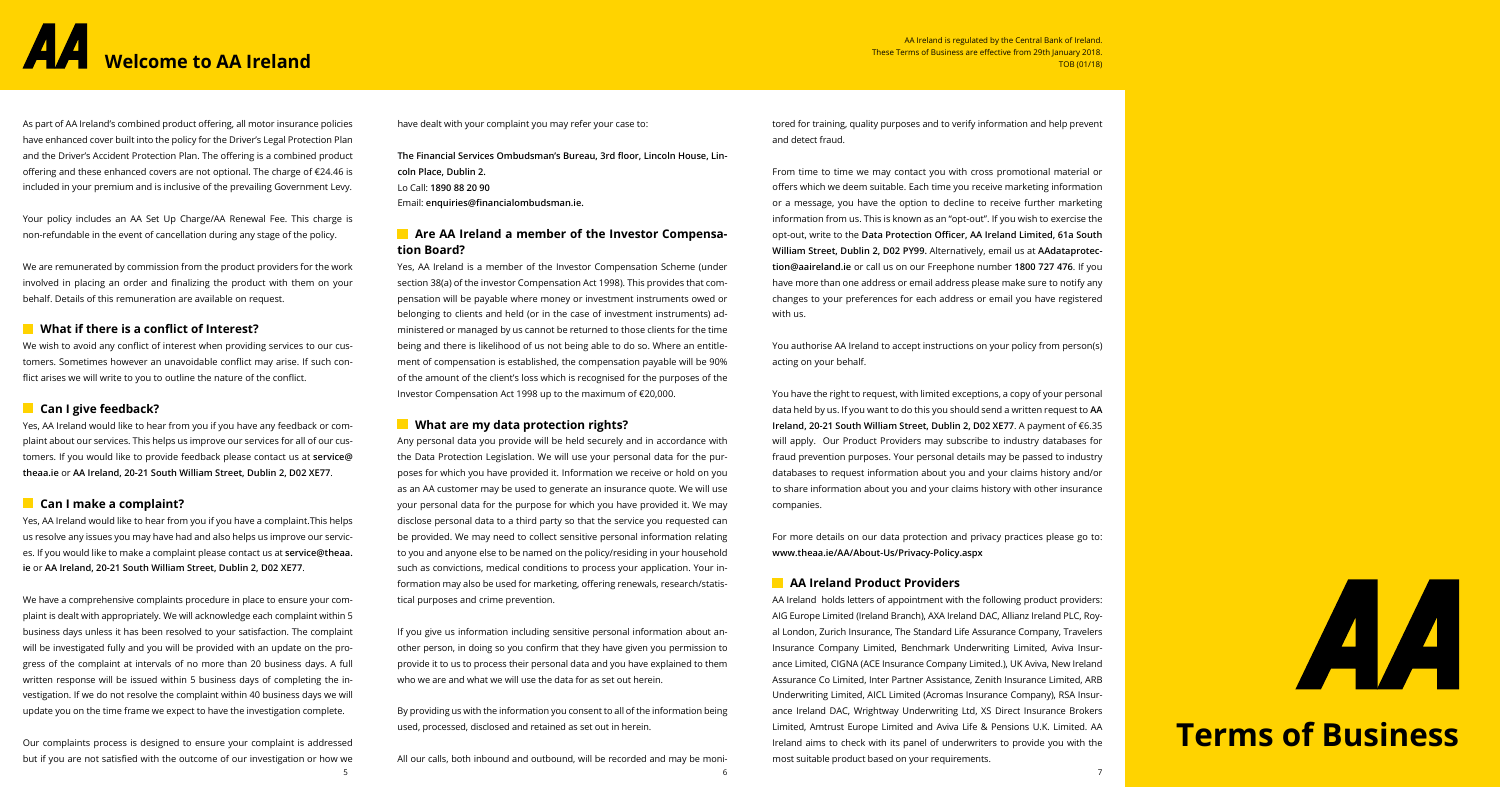# Welcome to AA Ireland

AA Ireland is regulated by the Central Bank of Ireland.
These Terms of Business are effective from 29th January 2018.
TOB (01/18)

As part of AA Ireland's combined product offering, all motor insurance policies have enhanced cover built into the policy for the Driver's Legal Protection Plan and the Driver's Accident Protection Plan. The offering is a combined product offering and these enhanced covers are not optional. The charge of €24.46 is included in your premium and is inclusive of the prevailing Government Levy.

Your policy includes an AA Set Up Charge/AA Renewal Fee. This charge is non-refundable in the event of cancellation during any stage of the policy.

We are remunerated by commission from the product providers for the work involved in placing an order and finalizing the product with them on your behalf. Details of this remuneration are available on request.

### What if there is a conflict of Interest?

We wish to avoid any conflict of interest when providing services to our customers. Sometimes however an unavoidable conflict may arise. If such conflict arises we will write to you to outline the nature of the conflict.

### Can I give feedback?

Yes, AA Ireland would like to hear from you if you have any feedback or complaint about our services. This helps us improve our services for all of our customers. If you would like to provide feedback please contact us at **service@theaa.ie** or **AA Ireland, 20-21 South William Street, Dublin 2, D02 XE77**.

### Can I make a complaint?

Yes, AA Ireland would like to hear from you if you have a complaint.This helps us resolve any issues you may have had and also helps us improve our services. If you would like to make a complaint please contact us at **service@theaa.ie** or **AA Ireland, 20-21 South William Street, Dublin 2, D02 XE77**.

We have a comprehensive complaints procedure in place to ensure your complaint is dealt with appropriately. We will acknowledge each complaint within 5 business days unless it has been resolved to your satisfaction. The complaint will be investigated fully and you will be provided with an update on the progress of the complaint at intervals of no more than 20 business days. A full written response will be issued within 5 business days of completing the investigation. If we do not resolve the complaint within 40 business days we will update you on the time frame we expect to have the investigation complete.

Our complaints process is designed to ensure your complaint is addressed but if you are not satisfied with the outcome of our investigation or how we have dealt with your complaint you may refer your case to:

**The Financial Services Ombudsman's Bureau, 3rd floor, Lincoln House, Lincoln Place, Dublin 2.**
Lo Call: **1890 88 20 90**
Email: **enquiries@financialombudsman.ie.**

### Are AA Ireland a member of the Investor Compensation Board?

Yes, AA Ireland is a member of the Investor Compensation Scheme (under section 38(a) of the investor Compensation Act 1998). This provides that compensation will be payable where money or investment instruments owed or belonging to clients and held (or in the case of investment instruments) administered or managed by us cannot be returned to those clients for the time being and there is likelihood of us not being able to do so. Where an entitlement of compensation is established, the compensation payable will be 90% of the amount of the client's loss which is recognised for the purposes of the Investor Compensation Act 1998 up to the maximum of €20,000.

### What are my data protection rights?

Any personal data you provide will be held securely and in accordance with the Data Protection Legislation. We will use your personal data for the purposes for which you have provided it. Information we receive or hold on you as an AA customer may be used to generate an insurance quote. We will use your personal data for the purpose for which you have provided it. We may disclose personal data to a third party so that the service you requested can be provided. We may need to collect sensitive personal information relating to you and anyone else to be named on the policy/residing in your household such as convictions, medical conditions to process your application. Your information may also be used for marketing, offering renewals, research/statistical purposes and crime prevention.

If you give us information including sensitive personal information about another person, in doing so you confirm that they have given you permission to provide it to us to process their personal data and you have explained to them who we are and what we will use the data for as set out herein.

By providing us with the information you consent to all of the information being used, processed, disclosed and retained as set out in herein.

All our calls, both inbound and outbound, will be recorded and may be monitored for training, quality purposes and to verify information and help prevent and detect fraud.

From time to time we may contact you with cross promotional material or offers which we deem suitable. Each time you receive marketing information or a message, you have the option to decline to receive further marketing information from us. This is known as an "opt-out". If you wish to exercise the opt-out, write to the **Data Protection Officer, AA Ireland Limited, 61a South William Street, Dublin 2, D02 PY99.** Alternatively, email us at **AAdataprotection@aaireland.ie** or call us on our Freephone number **1800 727 476**. If you have more than one address or email address please make sure to notify any changes to your preferences for each address or email you have registered with us.

You authorise AA Ireland to accept instructions on your policy from person(s) acting on your behalf.

You have the right to request, with limited exceptions, a copy of your personal data held by us. If you want to do this you should send a written request to **AA Ireland, 20-21 South William Street, Dublin 2, D02 XE77**. A payment of €6.35 will apply. Our Product Providers may subscribe to industry databases for fraud prevention purposes. Your personal details may be passed to industry databases to request information about you and your claims history and/or to share information about you and your claims history with other insurance companies.

For more details on our data protection and privacy practices please go to: **www.theaa.ie/AA/About-Us/Privacy-Policy.aspx**

### AA Ireland Product Providers

AA Ireland holds letters of appointment with the following product providers: AIG Europe Limited (Ireland Branch), AXA Ireland DAC, Allianz Ireland PLC, Royal London, Zurich Insurance, The Standard Life Assurance Company, Travelers Insurance Company Limited, Benchmark Underwriting Limited, Aviva Insurance Limited, CIGNA (ACE Insurance Company Limited.), UK Aviva, New Ireland Assurance Co Limited, Inter Partner Assistance, Zenith Insurance Limited, ARB Underwriting Limited, AICL Limited (Acromas Insurance Company), RSA Insurance Ireland DAC, Wrightway Underwriting Ltd, XS Direct Insurance Brokers Limited, Amtrust Europe Limited and Aviva Life & Pensions U.K. Limited. AA Ireland aims to check with its panel of underwriters to provide you with the most suitable product based on your requirements.

# Terms of Business